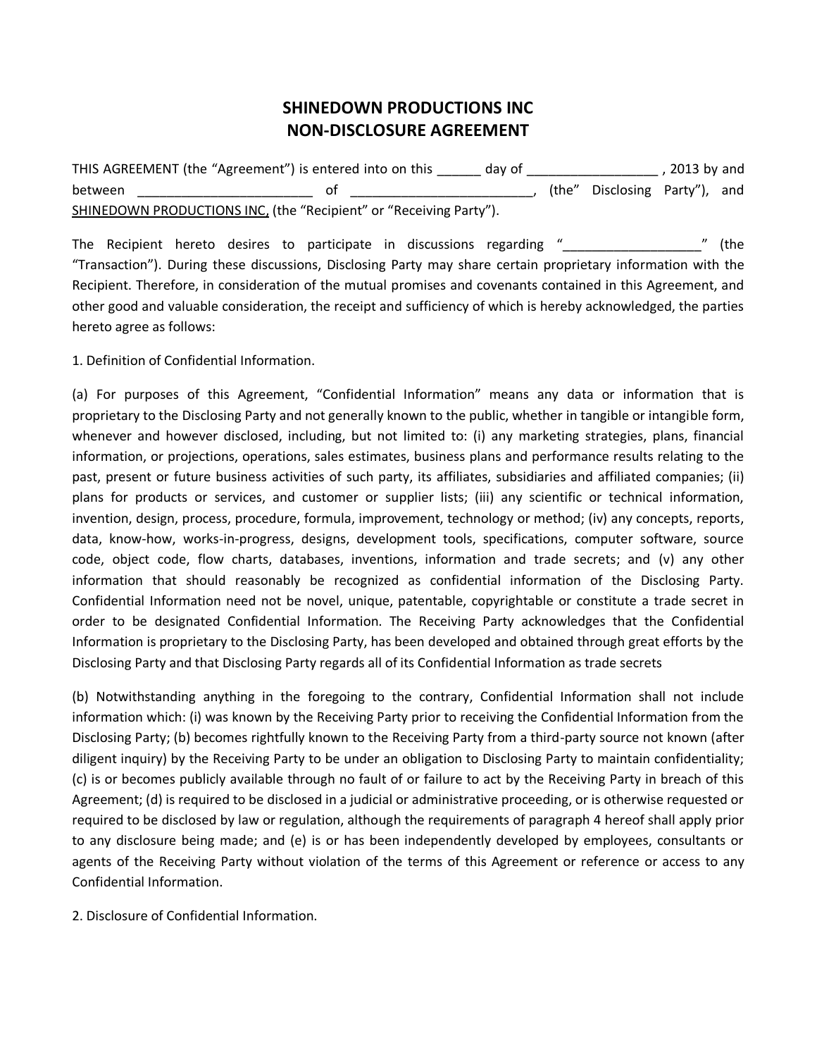# SHINEDOWN PRODUCTIONS INC
# NON-DISCLOSURE AGREEMENT

THIS AGREEMENT (the "Agreement") is entered into on this ______ day of _________________ , 2013 by and between _______________________ of ________________________, (the" Disclosing Party"), and SHINEDOWN PRODUCTIONS INC, (the "Recipient" or "Receiving Party").

The Recipient hereto desires to participate in discussions regarding "__________________" (the "Transaction"). During these discussions, Disclosing Party may share certain proprietary information with the Recipient. Therefore, in consideration of the mutual promises and covenants contained in this Agreement, and other good and valuable consideration, the receipt and sufficiency of which is hereby acknowledged, the parties hereto agree as follows:

1. Definition of Confidential Information.

(a) For purposes of this Agreement, "Confidential Information" means any data or information that is proprietary to the Disclosing Party and not generally known to the public, whether in tangible or intangible form, whenever and however disclosed, including, but not limited to: (i) any marketing strategies, plans, financial information, or projections, operations, sales estimates, business plans and performance results relating to the past, present or future business activities of such party, its affiliates, subsidiaries and affiliated companies; (ii) plans for products or services, and customer or supplier lists; (iii) any scientific or technical information, invention, design, process, procedure, formula, improvement, technology or method; (iv) any concepts, reports, data, know-how, works-in-progress, designs, development tools, specifications, computer software, source code, object code, flow charts, databases, inventions, information and trade secrets; and (v) any other information that should reasonably be recognized as confidential information of the Disclosing Party. Confidential Information need not be novel, unique, patentable, copyrightable or constitute a trade secret in order to be designated Confidential Information. The Receiving Party acknowledges that the Confidential Information is proprietary to the Disclosing Party, has been developed and obtained through great efforts by the Disclosing Party and that Disclosing Party regards all of its Confidential Information as trade secrets

(b) Notwithstanding anything in the foregoing to the contrary, Confidential Information shall not include information which: (i) was known by the Receiving Party prior to receiving the Confidential Information from the Disclosing Party; (b) becomes rightfully known to the Receiving Party from a third-party source not known (after diligent inquiry) by the Receiving Party to be under an obligation to Disclosing Party to maintain confidentiality; (c) is or becomes publicly available through no fault of or failure to act by the Receiving Party in breach of this Agreement; (d) is required to be disclosed in a judicial or administrative proceeding, or is otherwise requested or required to be disclosed by law or regulation, although the requirements of paragraph 4 hereof shall apply prior to any disclosure being made; and (e) is or has been independently developed by employees, consultants or agents of the Receiving Party without violation of the terms of this Agreement or reference or access to any Confidential Information.

2. Disclosure of Confidential Information.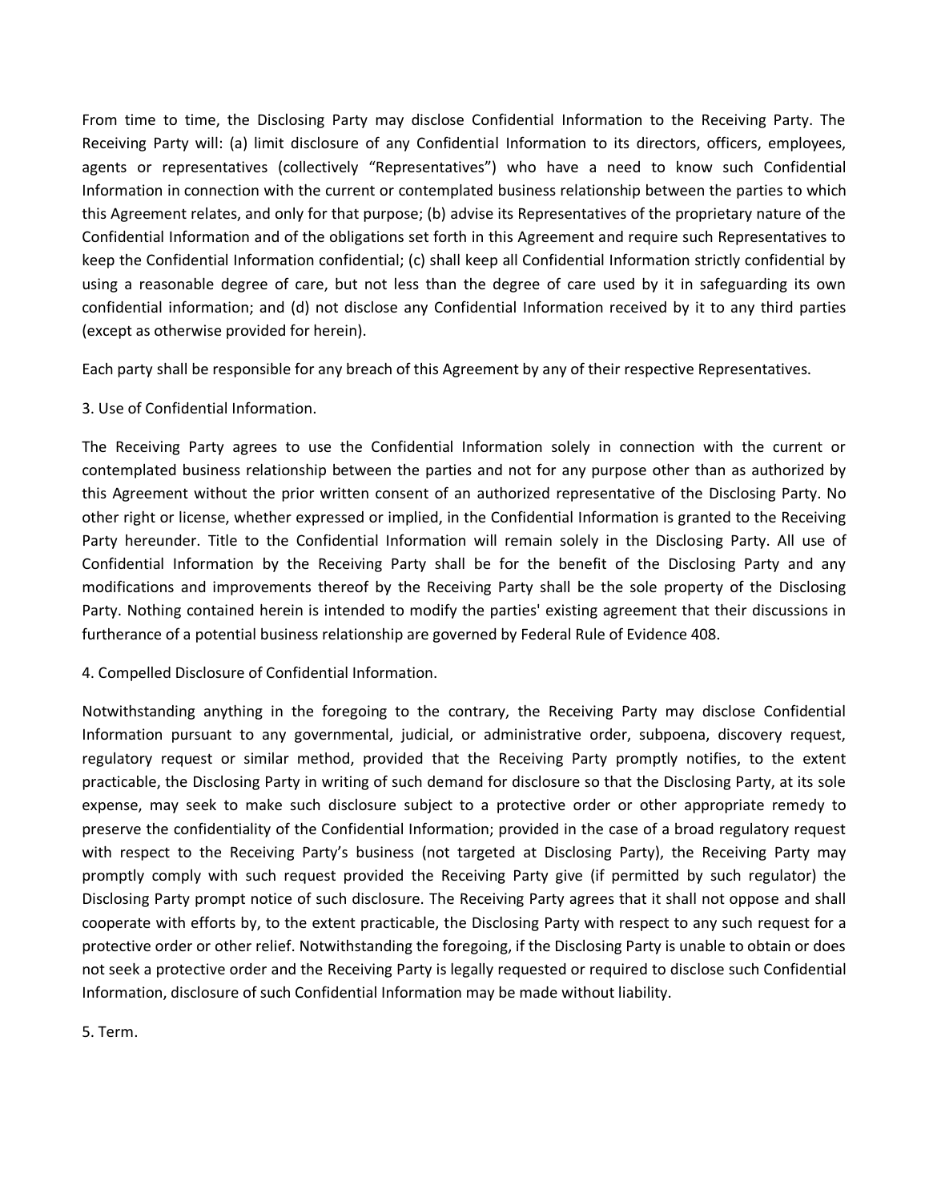From time to time, the Disclosing Party may disclose Confidential Information to the Receiving Party. The Receiving Party will: (a) limit disclosure of any Confidential Information to its directors, officers, employees, agents or representatives (collectively "Representatives") who have a need to know such Confidential Information in connection with the current or contemplated business relationship between the parties to which this Agreement relates, and only for that purpose; (b) advise its Representatives of the proprietary nature of the Confidential Information and of the obligations set forth in this Agreement and require such Representatives to keep the Confidential Information confidential; (c) shall keep all Confidential Information strictly confidential by using a reasonable degree of care, but not less than the degree of care used by it in safeguarding its own confidential information; and (d) not disclose any Confidential Information received by it to any third parties (except as otherwise provided for herein).

Each party shall be responsible for any breach of this Agreement by any of their respective Representatives.

3. Use of Confidential Information.

The Receiving Party agrees to use the Confidential Information solely in connection with the current or contemplated business relationship between the parties and not for any purpose other than as authorized by this Agreement without the prior written consent of an authorized representative of the Disclosing Party. No other right or license, whether expressed or implied, in the Confidential Information is granted to the Receiving Party hereunder. Title to the Confidential Information will remain solely in the Disclosing Party. All use of Confidential Information by the Receiving Party shall be for the benefit of the Disclosing Party and any modifications and improvements thereof by the Receiving Party shall be the sole property of the Disclosing Party. Nothing contained herein is intended to modify the parties' existing agreement that their discussions in furtherance of a potential business relationship are governed by Federal Rule of Evidence 408.

4. Compelled Disclosure of Confidential Information.

Notwithstanding anything in the foregoing to the contrary, the Receiving Party may disclose Confidential Information pursuant to any governmental, judicial, or administrative order, subpoena, discovery request, regulatory request or similar method, provided that the Receiving Party promptly notifies, to the extent practicable, the Disclosing Party in writing of such demand for disclosure so that the Disclosing Party, at its sole expense, may seek to make such disclosure subject to a protective order or other appropriate remedy to preserve the confidentiality of the Confidential Information; provided in the case of a broad regulatory request with respect to the Receiving Party's business (not targeted at Disclosing Party), the Receiving Party may promptly comply with such request provided the Receiving Party give (if permitted by such regulator) the Disclosing Party prompt notice of such disclosure. The Receiving Party agrees that it shall not oppose and shall cooperate with efforts by, to the extent practicable, the Disclosing Party with respect to any such request for a protective order or other relief. Notwithstanding the foregoing, if the Disclosing Party is unable to obtain or does not seek a protective order and the Receiving Party is legally requested or required to disclose such Confidential Information, disclosure of such Confidential Information may be made without liability.

5. Term.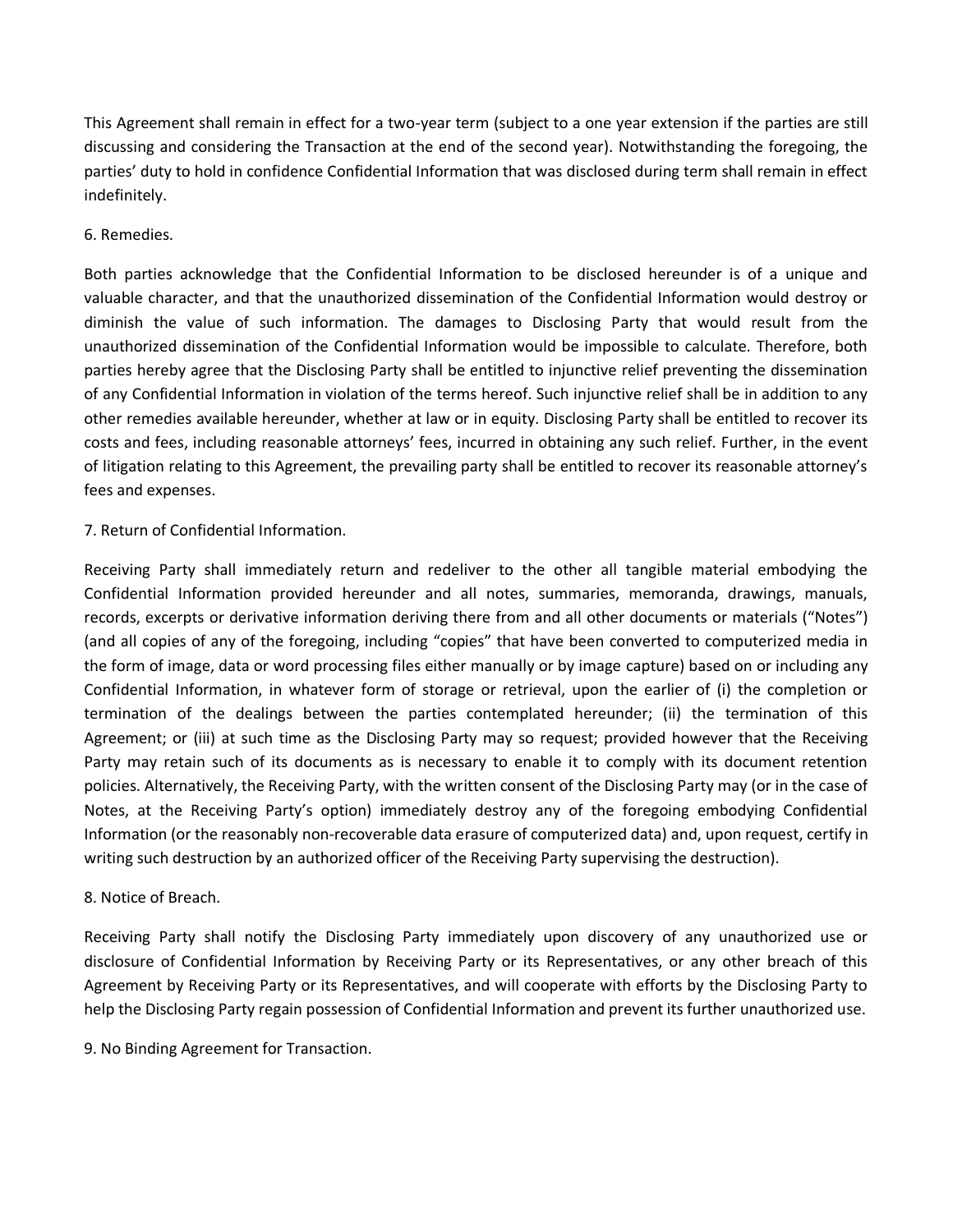This Agreement shall remain in effect for a two-year term (subject to a one year extension if the parties are still discussing and considering the Transaction at the end of the second year). Notwithstanding the foregoing, the parties' duty to hold in confidence Confidential Information that was disclosed during term shall remain in effect indefinitely.

6. Remedies.

Both parties acknowledge that the Confidential Information to be disclosed hereunder is of a unique and valuable character, and that the unauthorized dissemination of the Confidential Information would destroy or diminish the value of such information. The damages to Disclosing Party that would result from the unauthorized dissemination of the Confidential Information would be impossible to calculate. Therefore, both parties hereby agree that the Disclosing Party shall be entitled to injunctive relief preventing the dissemination of any Confidential Information in violation of the terms hereof. Such injunctive relief shall be in addition to any other remedies available hereunder, whether at law or in equity. Disclosing Party shall be entitled to recover its costs and fees, including reasonable attorneys' fees, incurred in obtaining any such relief. Further, in the event of litigation relating to this Agreement, the prevailing party shall be entitled to recover its reasonable attorney's fees and expenses.

7. Return of Confidential Information.

Receiving Party shall immediately return and redeliver to the other all tangible material embodying the Confidential Information provided hereunder and all notes, summaries, memoranda, drawings, manuals, records, excerpts or derivative information deriving there from and all other documents or materials ("Notes") (and all copies of any of the foregoing, including "copies" that have been converted to computerized media in the form of image, data or word processing files either manually or by image capture) based on or including any Confidential Information, in whatever form of storage or retrieval, upon the earlier of (i) the completion or termination of the dealings between the parties contemplated hereunder; (ii) the termination of this Agreement; or (iii) at such time as the Disclosing Party may so request; provided however that the Receiving Party may retain such of its documents as is necessary to enable it to comply with its document retention policies. Alternatively, the Receiving Party, with the written consent of the Disclosing Party may (or in the case of Notes, at the Receiving Party's option) immediately destroy any of the foregoing embodying Confidential Information (or the reasonably non-recoverable data erasure of computerized data) and, upon request, certify in writing such destruction by an authorized officer of the Receiving Party supervising the destruction).

8. Notice of Breach.

Receiving Party shall notify the Disclosing Party immediately upon discovery of any unauthorized use or disclosure of Confidential Information by Receiving Party or its Representatives, or any other breach of this Agreement by Receiving Party or its Representatives, and will cooperate with efforts by the Disclosing Party to help the Disclosing Party regain possession of Confidential Information and prevent its further unauthorized use.

9. No Binding Agreement for Transaction.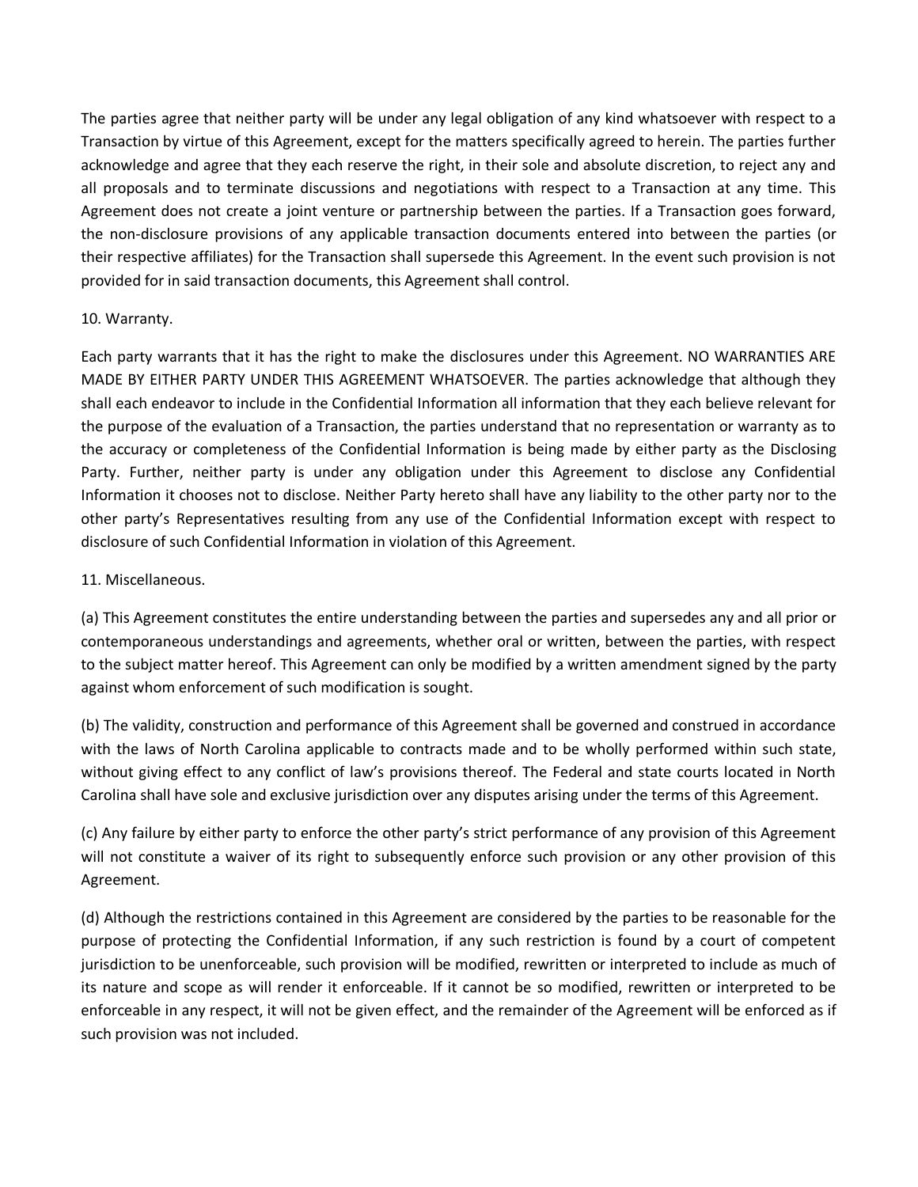The parties agree that neither party will be under any legal obligation of any kind whatsoever with respect to a Transaction by virtue of this Agreement, except for the matters specifically agreed to herein. The parties further acknowledge and agree that they each reserve the right, in their sole and absolute discretion, to reject any and all proposals and to terminate discussions and negotiations with respect to a Transaction at any time. This Agreement does not create a joint venture or partnership between the parties. If a Transaction goes forward, the non-disclosure provisions of any applicable transaction documents entered into between the parties (or their respective affiliates) for the Transaction shall supersede this Agreement. In the event such provision is not provided for in said transaction documents, this Agreement shall control.

10. Warranty.

Each party warrants that it has the right to make the disclosures under this Agreement. NO WARRANTIES ARE MADE BY EITHER PARTY UNDER THIS AGREEMENT WHATSOEVER. The parties acknowledge that although they shall each endeavor to include in the Confidential Information all information that they each believe relevant for the purpose of the evaluation of a Transaction, the parties understand that no representation or warranty as to the accuracy or completeness of the Confidential Information is being made by either party as the Disclosing Party. Further, neither party is under any obligation under this Agreement to disclose any Confidential Information it chooses not to disclose. Neither Party hereto shall have any liability to the other party nor to the other party's Representatives resulting from any use of the Confidential Information except with respect to disclosure of such Confidential Information in violation of this Agreement.

11. Miscellaneous.

(a) This Agreement constitutes the entire understanding between the parties and supersedes any and all prior or contemporaneous understandings and agreements, whether oral or written, between the parties, with respect to the subject matter hereof. This Agreement can only be modified by a written amendment signed by the party against whom enforcement of such modification is sought.

(b) The validity, construction and performance of this Agreement shall be governed and construed in accordance with the laws of North Carolina applicable to contracts made and to be wholly performed within such state, without giving effect to any conflict of law's provisions thereof. The Federal and state courts located in North Carolina shall have sole and exclusive jurisdiction over any disputes arising under the terms of this Agreement.

(c) Any failure by either party to enforce the other party's strict performance of any provision of this Agreement will not constitute a waiver of its right to subsequently enforce such provision or any other provision of this Agreement.

(d) Although the restrictions contained in this Agreement are considered by the parties to be reasonable for the purpose of protecting the Confidential Information, if any such restriction is found by a court of competent jurisdiction to be unenforceable, such provision will be modified, rewritten or interpreted to include as much of its nature and scope as will render it enforceable. If it cannot be so modified, rewritten or interpreted to be enforceable in any respect, it will not be given effect, and the remainder of the Agreement will be enforced as if such provision was not included.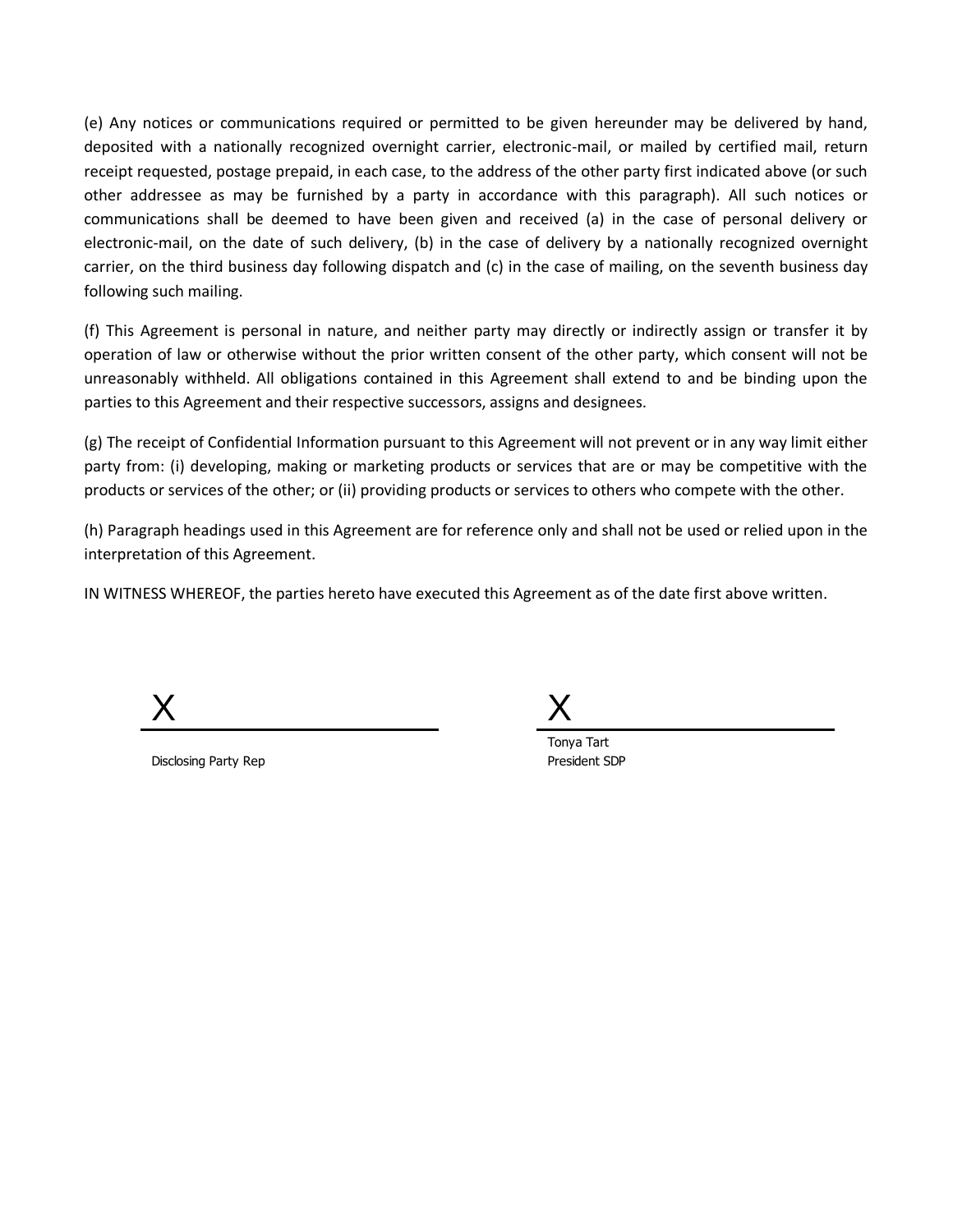(e) Any notices or communications required or permitted to be given hereunder may be delivered by hand, deposited with a nationally recognized overnight carrier, electronic-mail, or mailed by certified mail, return receipt requested, postage prepaid, in each case, to the address of the other party first indicated above (or such other addressee as may be furnished by a party in accordance with this paragraph). All such notices or communications shall be deemed to have been given and received (a) in the case of personal delivery or electronic-mail, on the date of such delivery, (b) in the case of delivery by a nationally recognized overnight carrier, on the third business day following dispatch and (c) in the case of mailing, on the seventh business day following such mailing.

(f) This Agreement is personal in nature, and neither party may directly or indirectly assign or transfer it by operation of law or otherwise without the prior written consent of the other party, which consent will not be unreasonably withheld. All obligations contained in this Agreement shall extend to and be binding upon the parties to this Agreement and their respective successors, assigns and designees.

(g) The receipt of Confidential Information pursuant to this Agreement will not prevent or in any way limit either party from: (i) developing, making or marketing products or services that are or may be competitive with the products or services of the other; or (ii) providing products or services to others who compete with the other.

(h) Paragraph headings used in this Agreement are for reference only and shall not be used or relied upon in the interpretation of this Agreement.

IN WITNESS WHEREOF, the parties hereto have executed this Agreement as of the date first above written.

X \_\_\_\_\_\_\_\_\_\_\_\_\_\_\_\_\_\_\_\_\_\_\_\_

Disclosing Party Rep

X \_\_\_\_\_\_\_\_\_\_\_\_\_\_\_\_\_\_\_\_\_\_\_\_

Tonya Tart
President SDP